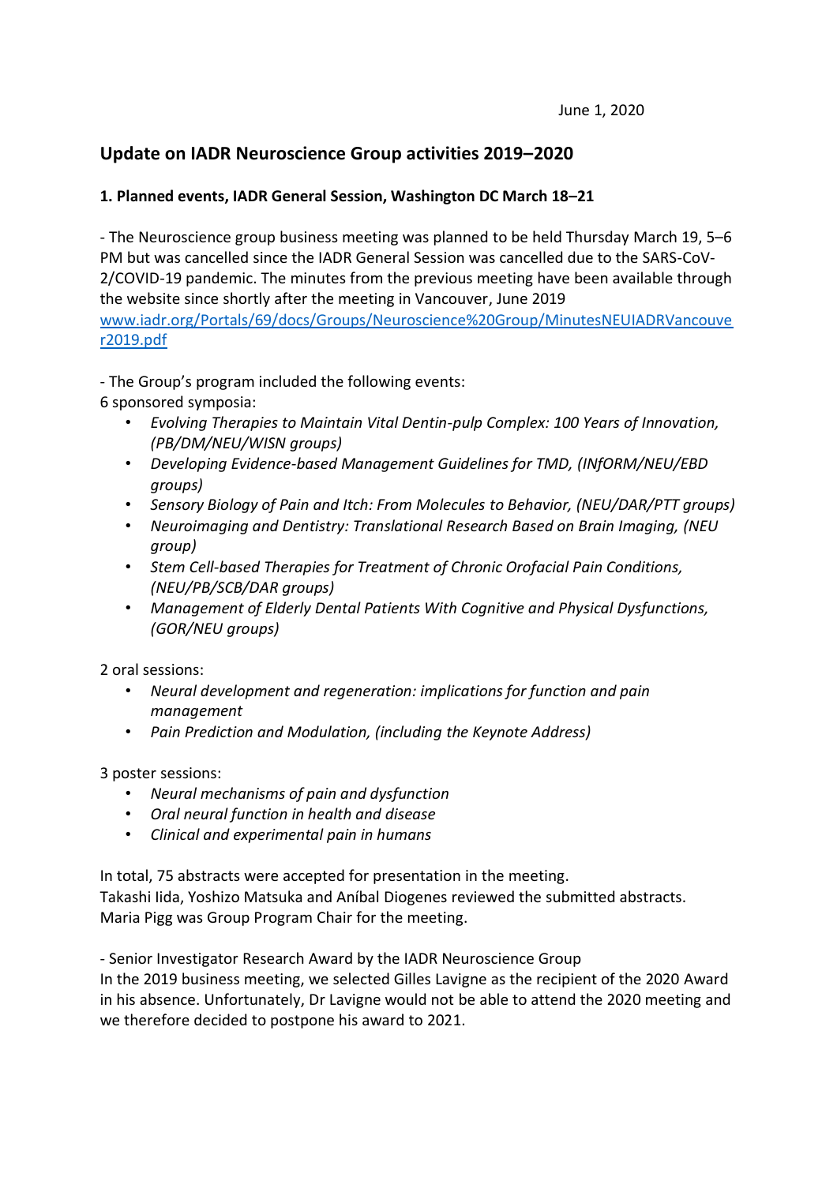June 1, 2020

## Update on IADR Neuroscience Group activities 2019–2020

### 1. Planned events, IADR General Session, Washington DC March 18–21

- The Neuroscience group business meeting was planned to be held Thursday March 19, 5–6 PM but was cancelled since the IADR General Session was cancelled due to the SARS-CoV-2/COVID-19 pandemic. The minutes from the previous meeting have been available through the website since shortly after the meeting in Vancouver, June 2019 [www.iadr.org/Portals/69/docs/Groups/Neuroscience%20Group/MinutesNEUIADRVancouver2019.pdf](www.iadr.org/Portals/69/docs/Groups/Neuroscience%20Group/MinutesNEUIADRVancouver2019.pdf)

- The Group's program included the following events:

6 sponsored symposia:

- *Evolving Therapies to Maintain Vital Dentin-pulp Complex: 100 Years of Innovation, (PB/DM/NEU/WISN groups)*
- *Developing Evidence-based Management Guidelines for TMD, (INfORM/NEU/EBD groups)*
- *Sensory Biology of Pain and Itch: From Molecules to Behavior, (NEU/DAR/PTT groups)*
- *Neuroimaging and Dentistry: Translational Research Based on Brain Imaging, (NEU group)*
- *Stem Cell-based Therapies for Treatment of Chronic Orofacial Pain Conditions, (NEU/PB/SCB/DAR groups)*
- *Management of Elderly Dental Patients With Cognitive and Physical Dysfunctions, (GOR/NEU groups)*

2 oral sessions:

- *Neural development and regeneration: implications for function and pain management*
- *Pain Prediction and Modulation, (including the Keynote Address)*

3 poster sessions:

- *Neural mechanisms of pain and dysfunction*
- *Oral neural function in health and disease*
- *Clinical and experimental pain in humans*

In total, 75 abstracts were accepted for presentation in the meeting.
Takashi Iida, Yoshizo Matsuka and Aníbal Diogenes reviewed the submitted abstracts.
Maria Pigg was Group Program Chair for the meeting.

- Senior Investigator Research Award by the IADR Neuroscience Group
In the 2019 business meeting, we selected Gilles Lavigne as the recipient of the 2020 Award in his absence. Unfortunately, Dr Lavigne would not be able to attend the 2020 meeting and we therefore decided to postpone his award to 2021.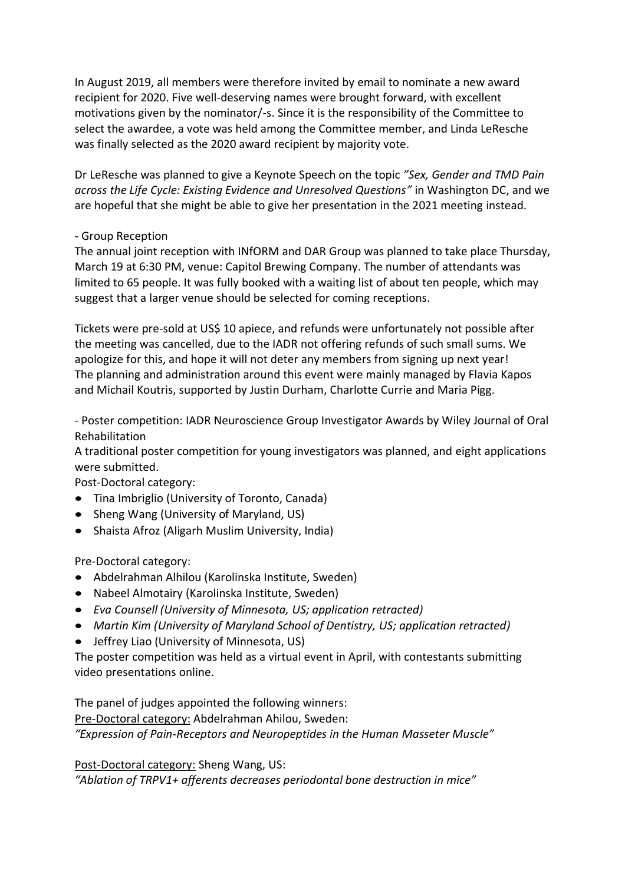In August 2019, all members were therefore invited by email to nominate a new award recipient for 2020. Five well-deserving names were brought forward, with excellent motivations given by the nominator/-s. Since it is the responsibility of the Committee to select the awardee, a vote was held among the Committee member, and Linda LeResche was finally selected as the 2020 award recipient by majority vote.

Dr LeResche was planned to give a Keynote Speech on the topic *"Sex, Gender and TMD Pain across the Life Cycle: Existing Evidence and Unresolved Questions"* in Washington DC, and we are hopeful that she might be able to give her presentation in the 2021 meeting instead.

- Group Reception

The annual joint reception with INfORM and DAR Group was planned to take place Thursday, March 19 at 6:30 PM, venue: Capitol Brewing Company. The number of attendants was limited to 65 people. It was fully booked with a waiting list of about ten people, which may suggest that a larger venue should be selected for coming receptions.

Tickets were pre-sold at US$ 10 apiece, and refunds were unfortunately not possible after the meeting was cancelled, due to the IADR not offering refunds of such small sums. We apologize for this, and hope it will not deter any members from signing up next year! The planning and administration around this event were mainly managed by Flavia Kapos and Michail Koutris, supported by Justin Durham, Charlotte Currie and Maria Pigg.

- Poster competition: IADR Neuroscience Group Investigator Awards by Wiley Journal of Oral Rehabilitation

A traditional poster competition for young investigators was planned, and eight applications were submitted.

Post-Doctoral category:

- Tina Imbriglio (University of Toronto, Canada)
- Sheng Wang (University of Maryland, US)
- Shaista Afroz (Aligarh Muslim University, India)

Pre-Doctoral category:

- Abdelrahman Alhilou (Karolinska Institute, Sweden)
- Nabeel Almotairy (Karolinska Institute, Sweden)
- *Eva Counsell (University of Minnesota, US; application retracted)*
- *Martin Kim (University of Maryland School of Dentistry, US; application retracted)*
- Jeffrey Liao (University of Minnesota, US)

The poster competition was held as a virtual event in April, with contestants submitting video presentations online.

The panel of judges appointed the following winners:

<u>Pre-Doctoral category:</u> Abdelrahman Ahilou, Sweden:
*"Expression of Pain-Receptors and Neuropeptides in the Human Masseter Muscle"*

<u>Post-Doctoral category:</u> Sheng Wang, US:
*"Ablation of TRPV1+ afferents decreases periodontal bone destruction in mice"*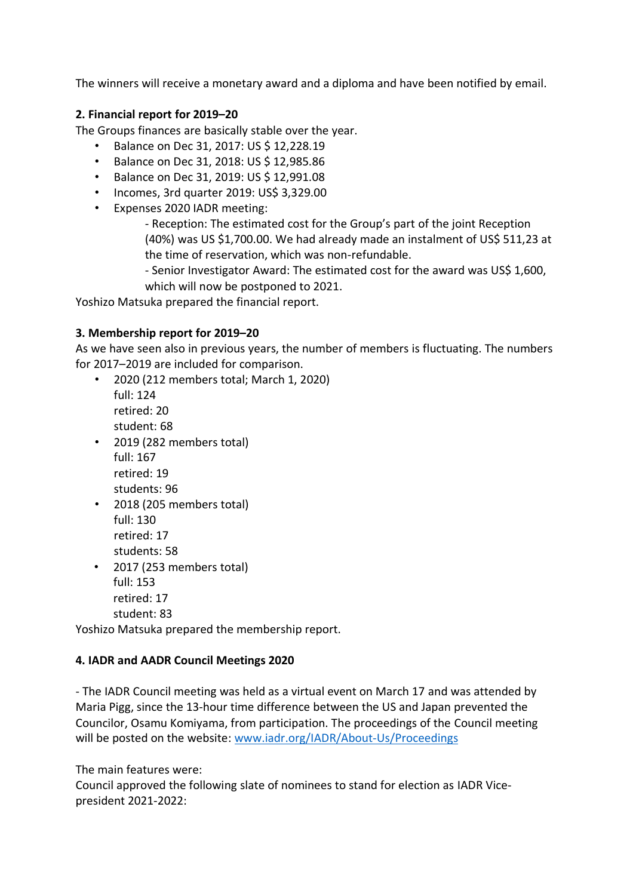The winners will receive a monetary award and a diploma and have been notified by email.

**2. Financial report for 2019–20**

The Groups finances are basically stable over the year.

- Balance on Dec 31, 2017: US $ 12,228.19
- Balance on Dec 31, 2018: US $ 12,985.86
- Balance on Dec 31, 2019: US $ 12,991.08
- Incomes, 3rd quarter 2019: US$ 3,329.00
- Expenses 2020 IADR meeting:
  - Reception: The estimated cost for the Group's part of the joint Reception (40%) was US $1,700.00. We had already made an instalment of US$ 511,23 at the time of reservation, which was non-refundable.
  - Senior Investigator Award: The estimated cost for the award was US$ 1,600, which will now be postponed to 2021.

Yoshizo Matsuka prepared the financial report.

**3. Membership report for 2019–20**

As we have seen also in previous years, the number of members is fluctuating. The numbers for 2017–2019 are included for comparison.

- 2020 (212 members total; March 1, 2020)  
  full: 124  
  retired: 20  
  student: 68
- 2019 (282 members total)  
  full: 167  
  retired: 19  
  students: 96
- 2018 (205 members total)  
  full: 130  
  retired: 17  
  students: 58
- 2017 (253 members total)  
  full: 153  
  retired: 17  
  student: 83

Yoshizo Matsuka prepared the membership report.

**4. IADR and AADR Council Meetings 2020**

- The IADR Council meeting was held as a virtual event on March 17 and was attended by Maria Pigg, since the 13-hour time difference between the US and Japan prevented the Councilor, Osamu Komiyama, from participation. The proceedings of the Council meeting will be posted on the website: [www.iadr.org/IADR/About-Us/Proceedings](www.iadr.org/IADR/About-Us/Proceedings)

The main features were:

Council approved the following slate of nominees to stand for election as IADR Vice-president 2021-2022: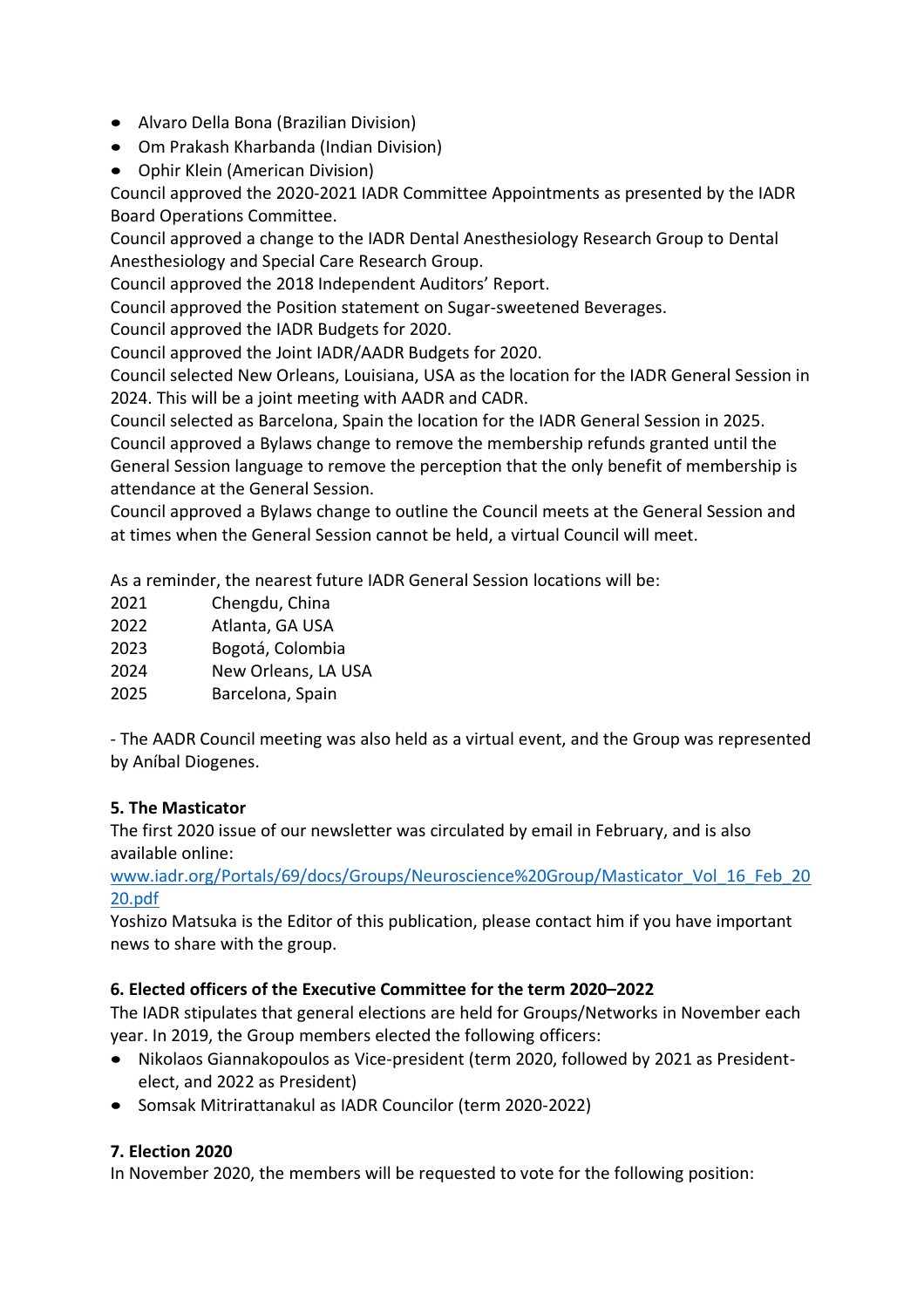- Alvaro Della Bona (Brazilian Division)
- Om Prakash Kharbanda (Indian Division)
- Ophir Klein (American Division)

Council approved the 2020-2021 IADR Committee Appointments as presented by the IADR Board Operations Committee.

Council approved a change to the IADR Dental Anesthesiology Research Group to Dental Anesthesiology and Special Care Research Group.

Council approved the 2018 Independent Auditors' Report.

Council approved the Position statement on Sugar-sweetened Beverages.

Council approved the IADR Budgets for 2020.

Council approved the Joint IADR/AADR Budgets for 2020.

Council selected New Orleans, Louisiana, USA as the location for the IADR General Session in 2024. This will be a joint meeting with AADR and CADR.

Council selected as Barcelona, Spain the location for the IADR General Session in 2025.

Council approved a Bylaws change to remove the membership refunds granted until the General Session language to remove the perception that the only benefit of membership is attendance at the General Session.

Council approved a Bylaws change to outline the Council meets at the General Session and at times when the General Session cannot be held, a virtual Council will meet.

As a reminder, the nearest future IADR General Session locations will be:

| | |
|---|---|
| 2021 | Chengdu, China |
| 2022 | Atlanta, GA USA |
| 2023 | Bogotá, Colombia |
| 2024 | New Orleans, LA USA |
| 2025 | Barcelona, Spain |

- The AADR Council meeting was also held as a virtual event, and the Group was represented by Aníbal Diogenes.

**5. The Masticator**

The first 2020 issue of our newsletter was circulated by email in February, and is also available online:
[www.iadr.org/Portals/69/docs/Groups/Neuroscience%20Group/Masticator_Vol_16_Feb_2020.pdf](www.iadr.org/Portals/69/docs/Groups/Neuroscience%20Group/Masticator_Vol_16_Feb_2020.pdf)

Yoshizo Matsuka is the Editor of this publication, please contact him if you have important news to share with the group.

**6. Elected officers of the Executive Committee for the term 2020–2022**

The IADR stipulates that general elections are held for Groups/Networks in November each year. In 2019, the Group members elected the following officers:

- Nikolaos Giannakopoulos as Vice-president (term 2020, followed by 2021 as President-elect, and 2022 as President)
- Somsak Mitrirattanakul as IADR Councilor (term 2020-2022)

**7. Election 2020**

In November 2020, the members will be requested to vote for the following position: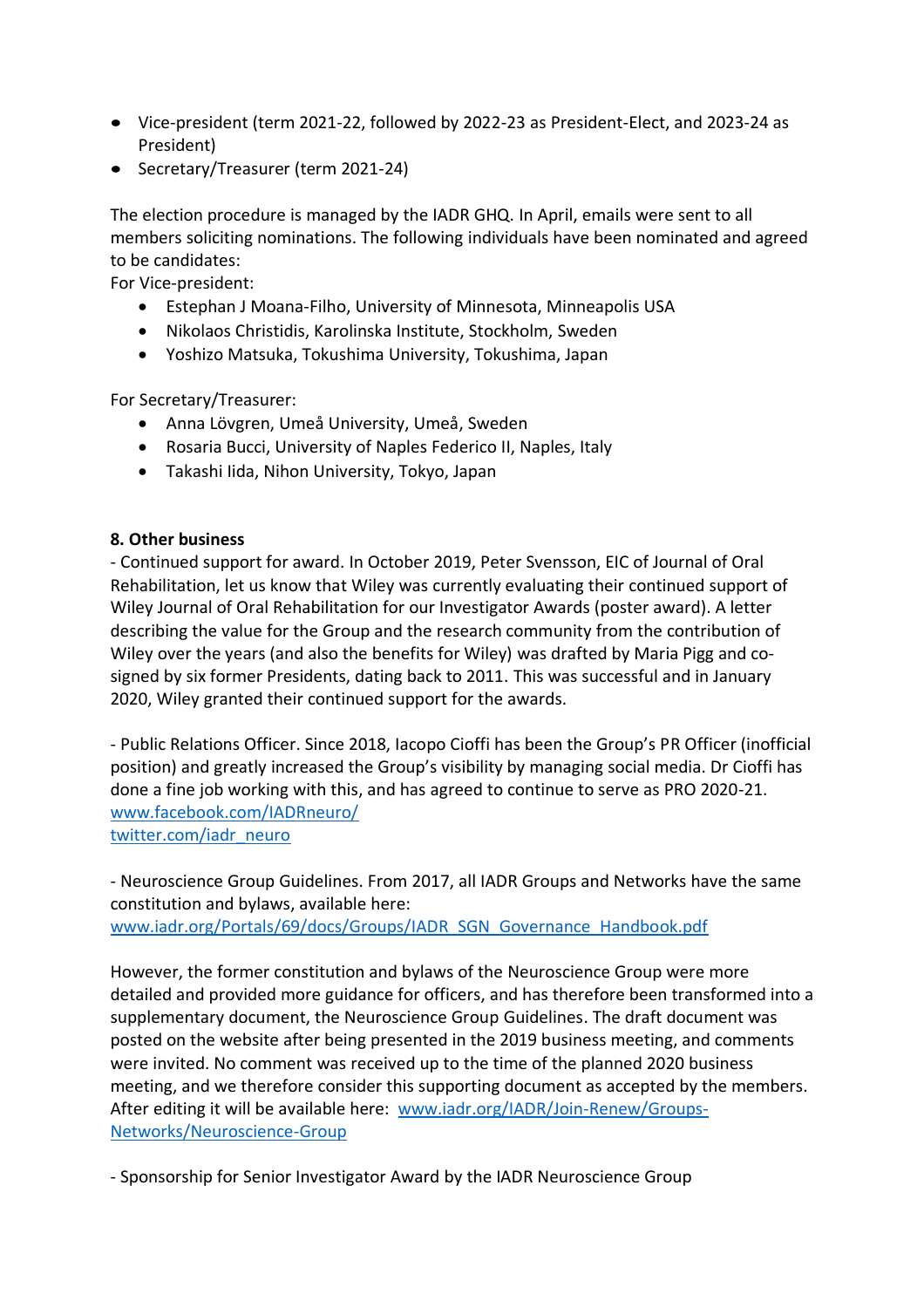- Vice-president (term 2021-22, followed by 2022-23 as President-Elect, and 2023-24 as President)
- Secretary/Treasurer (term 2021-24)

The election procedure is managed by the IADR GHQ. In April, emails were sent to all members soliciting nominations. The following individuals have been nominated and agreed to be candidates:

For Vice-president:

- Estephan J Moana-Filho, University of Minnesota, Minneapolis USA
- Nikolaos Christidis, Karolinska Institute, Stockholm, Sweden
- Yoshizo Matsuka, Tokushima University, Tokushima, Japan

For Secretary/Treasurer:

- Anna Lövgren, Umeå University, Umeå, Sweden
- Rosaria Bucci, University of Naples Federico II, Naples, Italy
- Takashi Iida, Nihon University, Tokyo, Japan

**8. Other business**

- Continued support for award. In October 2019, Peter Svensson, EIC of Journal of Oral Rehabilitation, let us know that Wiley was currently evaluating their continued support of Wiley Journal of Oral Rehabilitation for our Investigator Awards (poster award). A letter describing the value for the Group and the research community from the contribution of Wiley over the years (and also the benefits for Wiley) was drafted by Maria Pigg and co-signed by six former Presidents, dating back to 2011. This was successful and in January 2020, Wiley granted their continued support for the awards.

- Public Relations Officer. Since 2018, Iacopo Cioffi has been the Group's PR Officer (inofficial position) and greatly increased the Group's visibility by managing social media. Dr Cioffi has done a fine job working with this, and has agreed to continue to serve as PRO 2020-21.
[www.facebook.com/IADRneuro/](http://www.facebook.com/IADRneuro/)
[twitter.com/iadr_neuro](https://twitter.com/iadr_neuro)

- Neuroscience Group Guidelines. From 2017, all IADR Groups and Networks have the same constitution and bylaws, available here:
[www.iadr.org/Portals/69/docs/Groups/IADR_SGN_Governance_Handbook.pdf](http://www.iadr.org/Portals/69/docs/Groups/IADR_SGN_Governance_Handbook.pdf)

However, the former constitution and bylaws of the Neuroscience Group were more detailed and provided more guidance for officers, and has therefore been transformed into a supplementary document, the Neuroscience Group Guidelines. The draft document was posted on the website after being presented in the 2019 business meeting, and comments were invited. No comment was received up to the time of the planned 2020 business meeting, and we therefore consider this supporting document as accepted by the members. After editing it will be available here: [www.iadr.org/IADR/Join-Renew/Groups-Networks/Neuroscience-Group](http://www.iadr.org/IADR/Join-Renew/Groups-Networks/Neuroscience-Group)

- Sponsorship for Senior Investigator Award by the IADR Neuroscience Group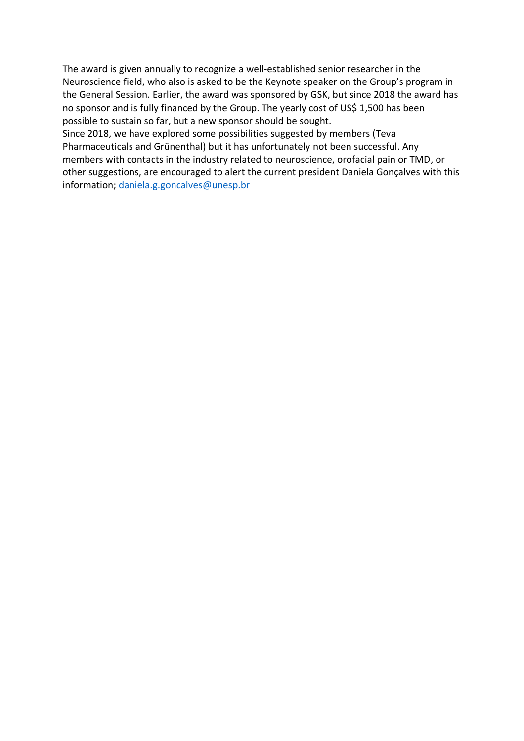The award is given annually to recognize a well-established senior researcher in the Neuroscience field, who also is asked to be the Keynote speaker on the Group's program in the General Session. Earlier, the award was sponsored by GSK, but since 2018 the award has no sponsor and is fully financed by the Group. The yearly cost of US$ 1,500 has been possible to sustain so far, but a new sponsor should be sought.

Since 2018, we have explored some possibilities suggested by members (Teva Pharmaceuticals and Grünenthal) but it has unfortunately not been successful. Any members with contacts in the industry related to neuroscience, orofacial pain or TMD, or other suggestions, are encouraged to alert the current president Daniela Gonçalves with this information; daniela.g.goncalves@unesp.br